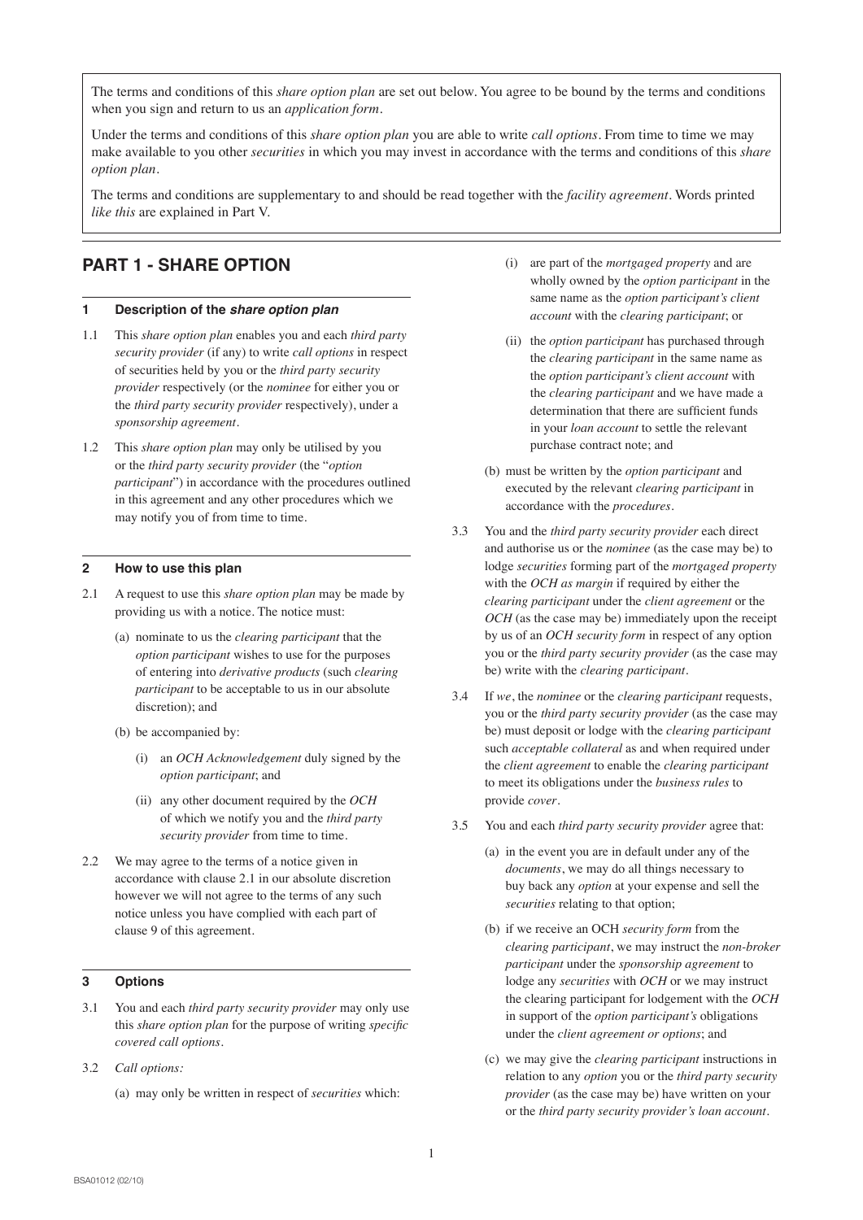The terms and conditions of this *share option plan* are set out below. You agree to be bound by the terms and conditions when you sign and return to us an *application form*.

Under the terms and conditions of this *share option plan* you are able to write *call options*. From time to time we may make available to you other *securities* in which you may invest in accordance with the terms and conditions of this *share option plan*.

The terms and conditions are supplementary to and should be read together with the *facility agreement*. Words printed *like this* are explained in Part V.

# PART 1 - SHARE OPTION

### 1 Description of the *share option plan*

1.1 This *share option plan* enables you and each *third party security provider* (if any) to write *call options* in respect of securities held by you or the *third party security provider* respectively (or the *nominee* for either you or the *third party security provider* respectively), under a *sponsorship agreement*.

1.2 This *share option plan* may only be utilised by you or the *third party security provider* (the "*option participant*") in accordance with the procedures outlined in this agreement and any other procedures which we may notify you of from time to time.

### 2 How to use this plan

2.1 A request to use this *share option plan* may be made by providing us with a notice. The notice must:

(a) nominate to us the *clearing participant* that the *option participant* wishes to use for the purposes of entering into *derivative products* (such *clearing participant* to be acceptable to us in our absolute discretion); and

(b) be accompanied by:

(i) an *OCH Acknowledgement* duly signed by the *option participant*; and

(ii) any other document required by the *OCH* of which we notify you and the *third party security provider* from time to time.

2.2 We may agree to the terms of a notice given in accordance with clause 2.1 in our absolute discretion however we will not agree to the terms of any such notice unless you have complied with each part of clause 9 of this agreement.

### 3 Options

3.1 You and each *third party security provider* may only use this *share option plan* for the purpose of writing *specific covered call options*.

3.2 *Call options:*

(a) may only be written in respect of *securities* which:

(i) are part of the *mortgaged property* and are wholly owned by the *option participant* in the same name as the *option participant's client account* with the *clearing participant*; or

(ii) the *option participant* has purchased through the *clearing participant* in the same name as the *option participant's client account* with the *clearing participant* and we have made a determination that there are sufficient funds in your *loan account* to settle the relevant purchase contract note; and

(b) must be written by the *option participant* and executed by the relevant *clearing participant* in accordance with the *procedures*.

3.3 You and the *third party security provider* each direct and authorise us or the *nominee* (as the case may be) to lodge *securities* forming part of the *mortgaged property* with the *OCH as margin* if required by either the *clearing participant* under the *client agreement* or the *OCH* (as the case may be) immediately upon the receipt by us of an *OCH security form* in respect of any option you or the *third party security provider* (as the case may be) write with the *clearing participant*.

3.4 If *we*, the *nominee* or the *clearing participant* requests, you or the *third party security provider* (as the case may be) must deposit or lodge with the *clearing participant* such *acceptable collateral* as and when required under the *client agreement* to enable the *clearing participant* to meet its obligations under the *business rules* to provide *cover*.

3.5 You and each *third party security provider* agree that:

(a) in the event you are in default under any of the *documents*, we may do all things necessary to buy back any *option* at your expense and sell the *securities* relating to that option;

(b) if we receive an OCH *security form* from the *clearing participant*, we may instruct the *non-broker participant* under the *sponsorship agreement* to lodge any *securities* with *OCH* or we may instruct the clearing participant for lodgement with the *OCH* in support of the *option participant's* obligations under the *client agreement or options*; and

(c) we may give the *clearing participant* instructions in relation to any *option* you or the *third party security provider* (as the case may be) have written on your or the *third party security provider's loan account*.

BSA01012 (02/10)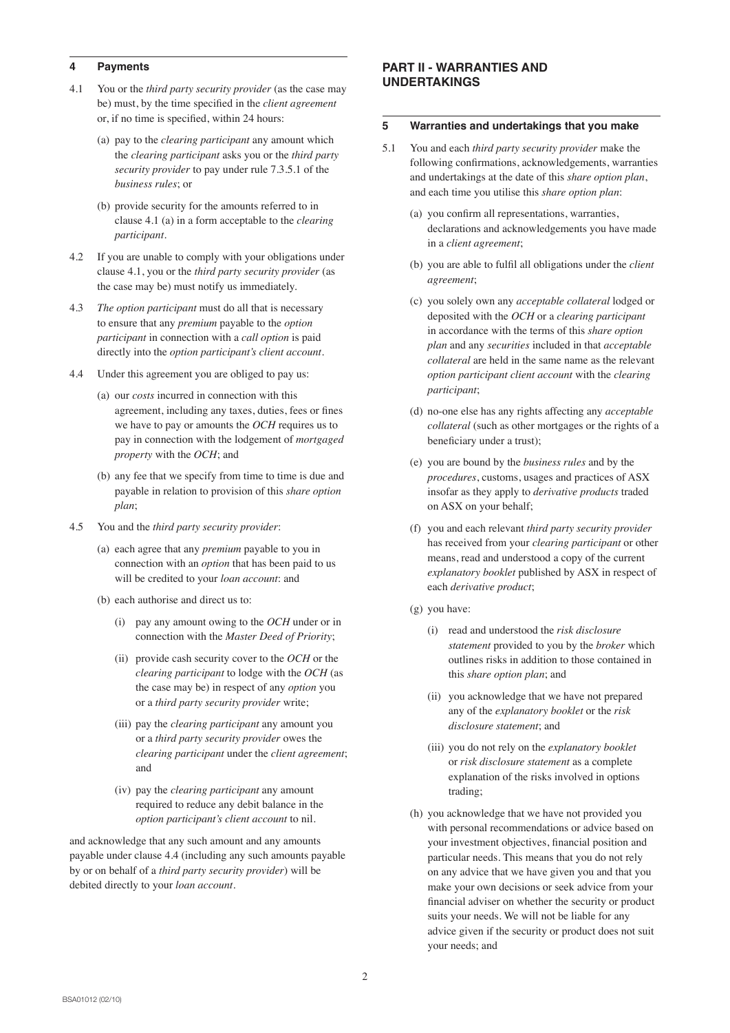## 4 Payments

4.1 You or the *third party security provider* (as the case may be) must, by the time specified in the *client agreement* or, if no time is specified, within 24 hours:

(a) pay to the *clearing participant* any amount which the *clearing participant* asks you or the *third party security provider* to pay under rule 7.3.5.1 of the *business rules*; or

(b) provide security for the amounts referred to in clause 4.1 (a) in a form acceptable to the *clearing participant*.

4.2 If you are unable to comply with your obligations under clause 4.1, you or the *third party security provider* (as the case may be) must notify us immediately.

4.3 *The option participant* must do all that is necessary to ensure that any *premium* payable to the *option participant* in connection with a *call option* is paid directly into the *option participant's client account*.

4.4 Under this agreement you are obliged to pay us:

(a) our *costs* incurred in connection with this agreement, including any taxes, duties, fees or fines we have to pay or amounts the *OCH* requires us to pay in connection with the lodgement of *mortgaged property* with the *OCH*; and

(b) any fee that we specify from time to time is due and payable in relation to provision of this *share option plan*;

4.5 You and the *third party security provider*:

(a) each agree that any *premium* payable to you in connection with an *option* that has been paid to us will be credited to your *loan account*: and

(b) each authorise and direct us to:

(i) pay any amount owing to the *OCH* under or in connection with the *Master Deed of Priority*;

(ii) provide cash security cover to the *OCH* or the *clearing participant* to lodge with the *OCH* (as the case may be) in respect of any *option* you or a *third party security provider* write;

(iii) pay the *clearing participant* any amount you or a *third party security provider* owes the *clearing participant* under the *client agreement*; and

(iv) pay the *clearing participant* any amount required to reduce any debit balance in the *option participant's client account* to nil.

and acknowledge that any such amount and any amounts payable under clause 4.4 (including any such amounts payable by or on behalf of a *third party security provider*) will be debited directly to your *loan account*.

# PART II - WARRANTIES AND UNDERTAKINGS

## 5 Warranties and undertakings that you make

5.1 You and each *third party security provider* make the following confirmations, acknowledgements, warranties and undertakings at the date of this *share option plan*, and each time you utilise this *share option plan*:

(a) you confirm all representations, warranties, declarations and acknowledgements you have made in a *client agreement*;

(b) you are able to fulfil all obligations under the *client agreement*;

(c) you solely own any *acceptable collateral* lodged or deposited with the *OCH* or a *clearing participant* in accordance with the terms of this *share option plan* and any *securities* included in that *acceptable collateral* are held in the same name as the relevant *option participant client account* with the *clearing participant*;

(d) no-one else has any rights affecting any *acceptable collateral* (such as other mortgages or the rights of a beneficiary under a trust);

(e) you are bound by the *business rules* and by the *procedures*, customs, usages and practices of ASX insofar as they apply to *derivative products* traded on ASX on your behalf;

(f) you and each relevant *third party security provider* has received from your *clearing participant* or other means, read and understood a copy of the current *explanatory booklet* published by ASX in respect of each *derivative product*;

(g) you have:

(i) read and understood the *risk disclosure statement* provided to you by the *broker* which outlines risks in addition to those contained in this *share option plan*; and

(ii) you acknowledge that we have not prepared any of the *explanatory booklet* or the *risk disclosure statement*; and

(iii) you do not rely on the *explanatory booklet* or *risk disclosure statement* as a complete explanation of the risks involved in options trading;

(h) you acknowledge that we have not provided you with personal recommendations or advice based on your investment objectives, financial position and particular needs. This means that you do not rely on any advice that we have given you and that you make your own decisions or seek advice from your financial adviser on whether the security or product suits your needs. We will not be liable for any advice given if the security or product does not suit your needs; and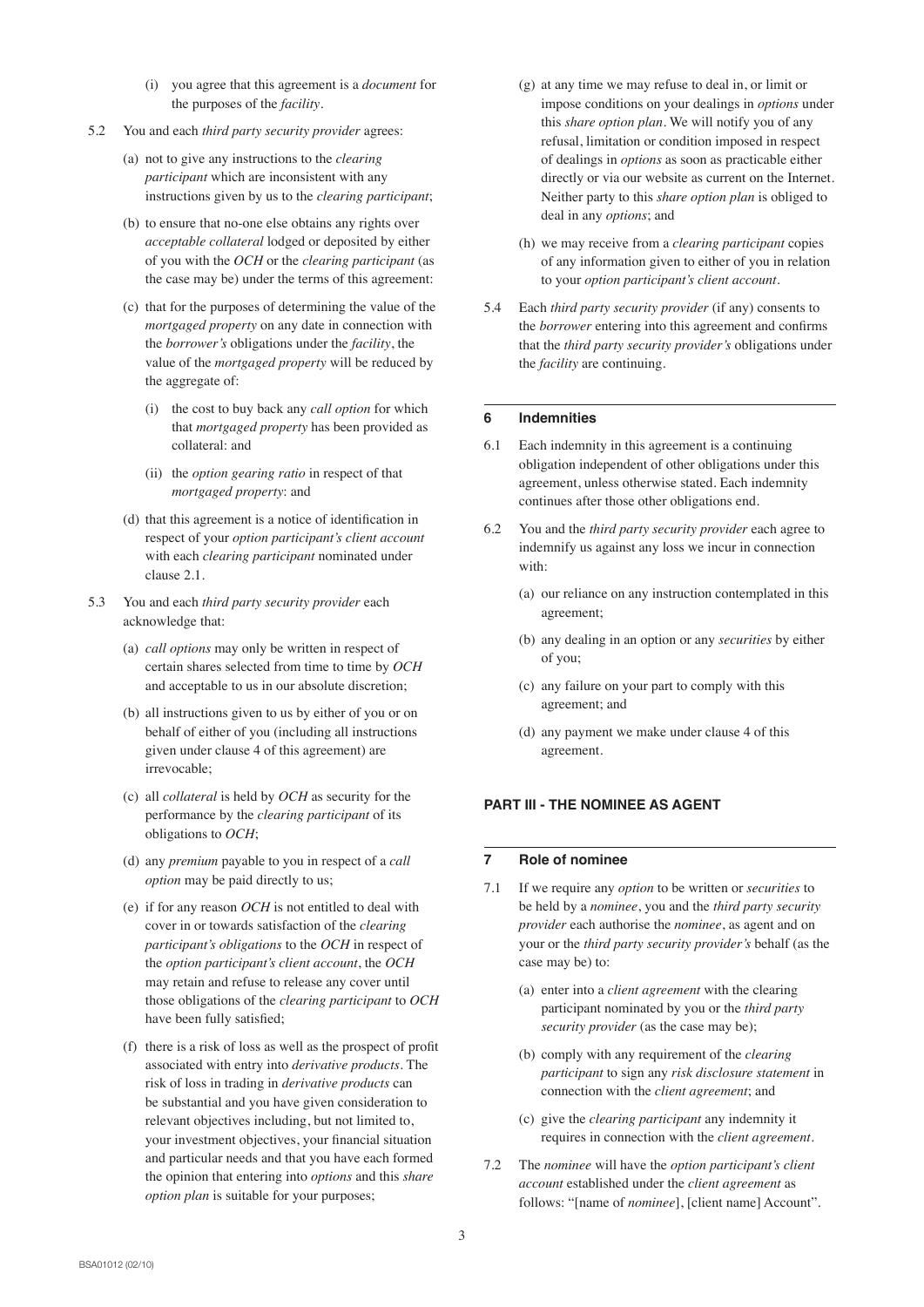(i) you agree that this agreement is a *document* for the purposes of the *facility*.

5.2 You and each *third party security provider* agrees:

   (a) not to give any instructions to the *clearing participant* which are inconsistent with any instructions given by us to the *clearing participant*;

   (b) to ensure that no-one else obtains any rights over *acceptable collateral* lodged or deposited by either of you with the *OCH* or the *clearing participant* (as the case may be) under the terms of this agreement:

   (c) that for the purposes of determining the value of the *mortgaged property* on any date in connection with the *borrower's* obligations under the *facility*, the value of the *mortgaged property* will be reduced by the aggregate of:

      (i) the cost to buy back any *call option* for which that *mortgaged property* has been provided as collateral: and

      (ii) the *option gearing ratio* in respect of that *mortgaged property*: and

   (d) that this agreement is a notice of identification in respect of your *option participant's client account* with each *clearing participant* nominated under clause 2.1.

5.3 You and each *third party security provider* each acknowledge that:

   (a) *call options* may only be written in respect of certain shares selected from time to time by *OCH* and acceptable to us in our absolute discretion;

   (b) all instructions given to us by either of you or on behalf of either of you (including all instructions given under clause 4 of this agreement) are irrevocable;

   (c) all *collateral* is held by *OCH* as security for the performance by the *clearing participant* of its obligations to *OCH*;

   (d) any *premium* payable to you in respect of a *call option* may be paid directly to us;

   (e) if for any reason *OCH* is not entitled to deal with cover in or towards satisfaction of the *clearing participant's obligations* to the *OCH* in respect of the *option participant's client account*, the *OCH* may retain and refuse to release any cover until those obligations of the *clearing participant* to *OCH* have been fully satisfied;

   (f) there is a risk of loss as well as the prospect of profit associated with entry into *derivative products*. The risk of loss in trading in *derivative products* can be substantial and you have given consideration to relevant objectives including, but not limited to, your investment objectives, your financial situation and particular needs and that you have each formed the opinion that entering into *options* and this *share option plan* is suitable for your purposes;

   (g) at any time we may refuse to deal in, or limit or impose conditions on your dealings in *options* under this *share option plan*. We will notify you of any refusal, limitation or condition imposed in respect of dealings in *options* as soon as practicable either directly or via our website as current on the Internet. Neither party to this *share option plan* is obliged to deal in any *options*; and

   (h) we may receive from a *clearing participant* copies of any information given to either of you in relation to your *option participant's client account*.

5.4 Each *third party security provider* (if any) consents to the *borrower* entering into this agreement and confirms that the *third party security provider's* obligations under the *facility* are continuing.

## 6 Indemnities

6.1 Each indemnity in this agreement is a continuing obligation independent of other obligations under this agreement, unless otherwise stated. Each indemnity continues after those other obligations end.

6.2 You and the *third party security provider* each agree to indemnify us against any loss we incur in connection with:

   (a) our reliance on any instruction contemplated in this agreement;

   (b) any dealing in an option or any *securities* by either of you;

   (c) any failure on your part to comply with this agreement; and

   (d) any payment we make under clause 4 of this agreement.

## PART III - THE NOMINEE AS AGENT

## 7 Role of nominee

7.1 If we require any *option* to be written or *securities* to be held by a *nominee*, you and the *third party security provider* each authorise the *nominee*, as agent and on your or the *third party security provider's* behalf (as the case may be) to:

   (a) enter into a *client agreement* with the clearing participant nominated by you or the *third party security provider* (as the case may be);

   (b) comply with any requirement of the *clearing participant* to sign any *risk disclosure statement* in connection with the *client agreement*; and

   (c) give the *clearing participant* any indemnity it requires in connection with the *client agreement*.

7.2 The *nominee* will have the *option participant's client account* established under the *client agreement* as follows: "[name of *nominee*], [client name] Account".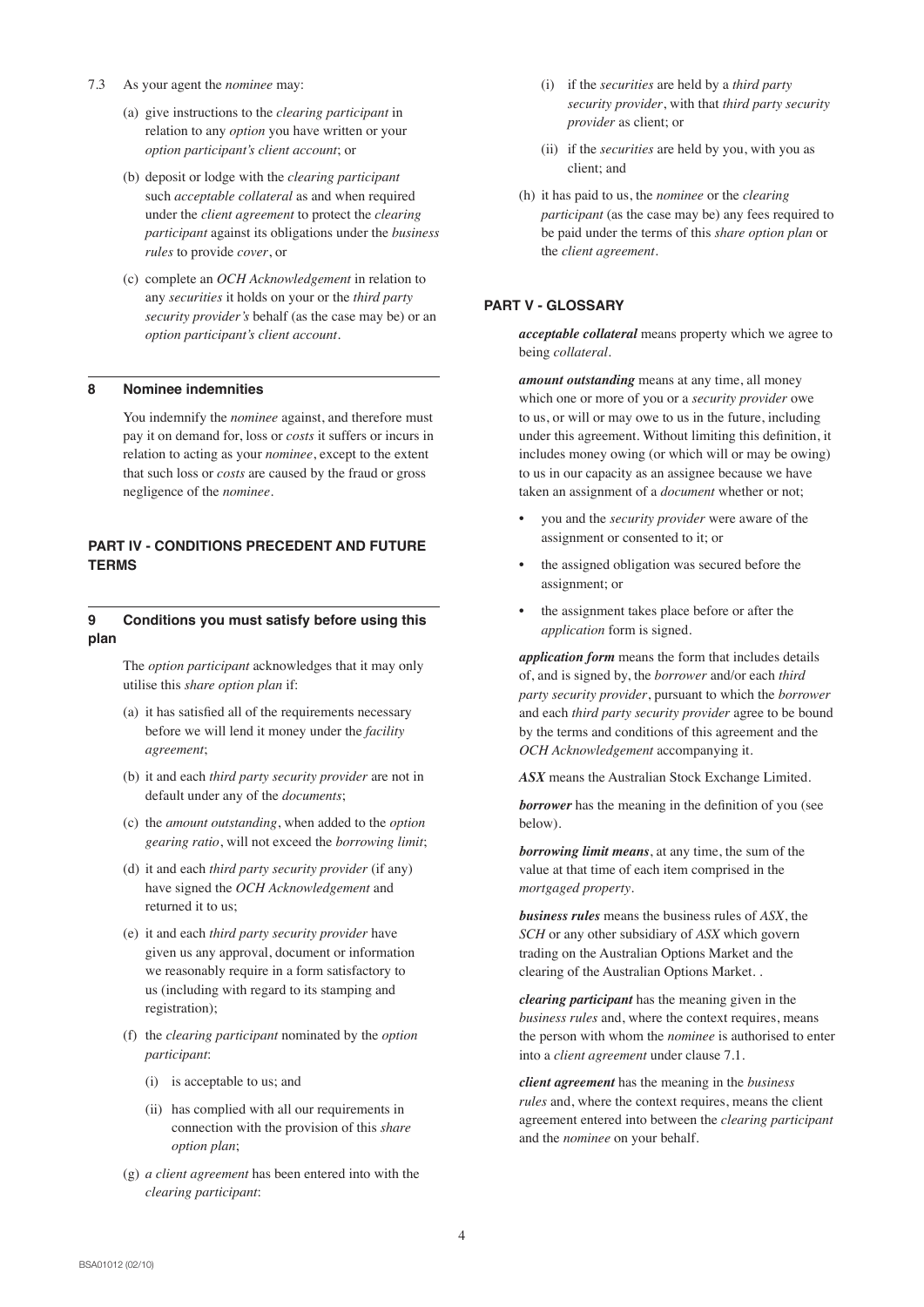7.3 As your agent the *nominee* may:

(a) give instructions to the *clearing participant* in relation to any *option* you have written or your *option participant's client account*; or

(b) deposit or lodge with the *clearing participant* such *acceptable collateral* as and when required under the *client agreement* to protect the *clearing participant* against its obligations under the *business rules* to provide *cover*, or

(c) complete an *OCH Acknowledgement* in relation to any *securities* it holds on your or the *third party security provider's* behalf (as the case may be) or an *option participant's client account*.

## 8 Nominee indemnities

You indemnify the *nominee* against, and therefore must pay it on demand for, loss or *costs* it suffers or incurs in relation to acting as your *nominee*, except to the extent that such loss or *costs* are caused by the fraud or gross negligence of the *nominee*.

# PART IV - CONDITIONS PRECEDENT AND FUTURE TERMS

## 9 Conditions you must satisfy before using this plan

The *option participant* acknowledges that it may only utilise this *share option plan* if:

(a) it has satisfied all of the requirements necessary before we will lend it money under the *facility agreement*;

(b) it and each *third party security provider* are not in default under any of the *documents*;

(c) the *amount outstanding*, when added to the *option gearing ratio*, will not exceed the *borrowing limit*;

(d) it and each *third party security provider* (if any) have signed the *OCH Acknowledgement* and returned it to us;

(e) it and each *third party security provider* have given us any approval, document or information we reasonably require in a form satisfactory to us (including with regard to its stamping and registration);

(f) the *clearing participant* nominated by the *option participant*:

(i) is acceptable to us; and

(ii) has complied with all our requirements in connection with the provision of this *share option plan*;

(g) *a client agreement* has been entered into with the *clearing participant*:

(i) if the *securities* are held by a *third party security provider*, with that *third party security provider* as client; or

(ii) if the *securities* are held by you, with you as client; and

(h) it has paid to us, the *nominee* or the *clearing participant* (as the case may be) any fees required to be paid under the terms of this *share option plan* or the *client agreement*.

# PART V - GLOSSARY

***acceptable collateral*** means property which we agree to being *collateral*.

***amount outstanding*** means at any time, all money which one or more of you or a *security provider* owe to us, or will or may owe to us in the future, including under this agreement. Without limiting this definition, it includes money owing (or which will or may be owing) to us in our capacity as an assignee because we have taken an assignment of a *document* whether or not;

- you and the *security provider* were aware of the assignment or consented to it; or
- the assigned obligation was secured before the assignment; or
- the assignment takes place before or after the *application* form is signed.

***application form*** means the form that includes details of, and is signed by, the *borrower* and/or each *third party security provider*, pursuant to which the *borrower* and each *third party security provider* agree to be bound by the terms and conditions of this agreement and the *OCH Acknowledgement* accompanying it.

***ASX*** means the Australian Stock Exchange Limited.

***borrower*** has the meaning in the definition of you (see below).

***borrowing limit means***, at any time, the sum of the value at that time of each item comprised in the *mortgaged property*.

***business rules*** means the business rules of *ASX*, the *SCH* or any other subsidiary of *ASX* which govern trading on the Australian Options Market and the clearing of the Australian Options Market. .

***clearing participant*** has the meaning given in the *business rules* and, where the context requires, means the person with whom the *nominee* is authorised to enter into a *client agreement* under clause 7.1.

***client agreement*** has the meaning in the *business rules* and, where the context requires, means the client agreement entered into between the *clearing participant* and the *nominee* on your behalf.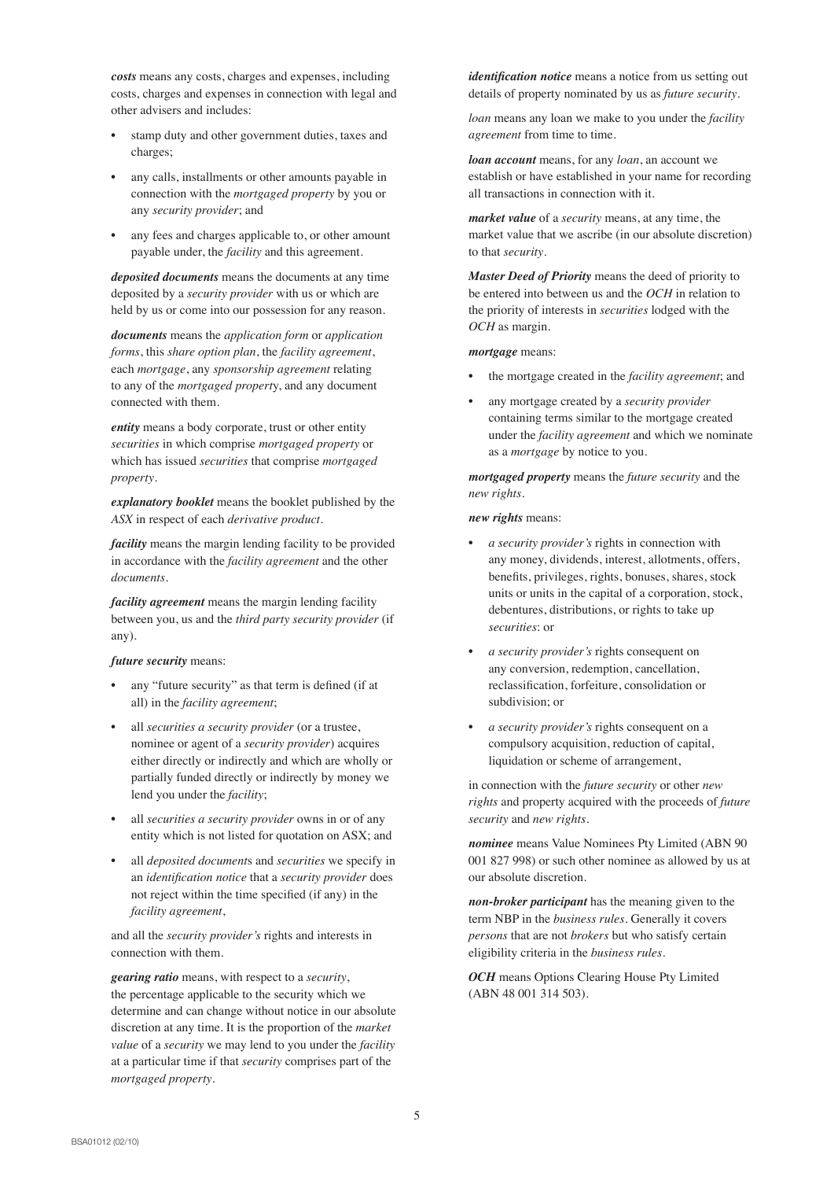***costs*** means any costs, charges and expenses, including costs, charges and expenses in connection with legal and other advisers and includes:

- stamp duty and other government duties, taxes and charges;
- any calls, installments or other amounts payable in connection with the *mortgaged property* by you or any *security provider*; and
- any fees and charges applicable to, or other amount payable under, the *facility* and this agreement.

***deposited documents*** means the documents at any time deposited by a *security provider* with us or which are held by us or come into our possession for any reason.

***documents*** means the *application form* or *application forms*, this *share option plan*, the *facility agreement*, each *mortgage*, any *sponsorship agreement* relating to any of the *mortgaged propert*y, and any document connected with them.

***entity*** means a body corporate, trust or other entity *securities* in which comprise *mortgaged property* or which has issued *securities* that comprise *mortgaged property*.

***explanatory booklet*** means the booklet published by the *ASX* in respect of each *derivative product*.

***facility*** means the margin lending facility to be provided in accordance with the *facility agreement* and the other *documents*.

***facility agreement*** means the margin lending facility between you, us and the *third party security provider* (if any).

***future security*** means:

- any "future security" as that term is defined (if at all) in the *facility agreement*;
- all *securities a security provider* (or a trustee, nominee or agent of a *security provider*) acquires either directly or indirectly and which are wholly or partially funded directly or indirectly by money we lend you under the *facility*;
- all *securities a security provider* owns in or of any entity which is not listed for quotation on ASX; and
- all *deposited document*s and *securities* we specify in an *identification notice* that a *security provider* does not reject within the time specified (if any) in the *facility agreement*,

and all the *security provider's* rights and interests in connection with them.

***gearing ratio*** means, with respect to a *security*, the percentage applicable to the security which we determine and can change without notice in our absolute discretion at any time. It is the proportion of the *market value* of a *security* we may lend to you under the *facility* at a particular time if that *security* comprises part of the *mortgaged property*.

***identification notice*** means a notice from us setting out details of property nominated by us as *future security*.

*loan* means any loan we make to you under the *facility agreement* from time to time.

***loan account*** means, for any *loan*, an account we establish or have established in your name for recording all transactions in connection with it.

***market value*** of a *security* means, at any time, the market value that we ascribe (in our absolute discretion) to that *security*.

***Master Deed of Priority*** means the deed of priority to be entered into between us and the *OCH* in relation to the priority of interests in *securities* lodged with the *OCH* as margin.

***mortgage*** means:

- the mortgage created in the *facility agreement*; and
- any mortgage created by a *security provider* containing terms similar to the mortgage created under the *facility agreement* and which we nominate as a *mortgage* by notice to you.

***mortgaged property*** means the *future security* and the *new rights*.

***new rights*** means:

- *a security provider's* rights in connection with any money, dividends, interest, allotments, offers, benefits, privileges, rights, bonuses, shares, stock units or units in the capital of a corporation, stock, debentures, distributions, or rights to take up *securities*: or
- *a security provider's* rights consequent on any conversion, redemption, cancellation, reclassification, forfeiture, consolidation or subdivision; or
- *a security provider's* rights consequent on a compulsory acquisition, reduction of capital, liquidation or scheme of arrangement,

in connection with the *future security* or other *new rights* and property acquired with the proceeds of *future security* and *new rights*.

***nominee*** means Value Nominees Pty Limited (ABN 90 001 827 998) or such other nominee as allowed by us at our absolute discretion.

***non-broker participant*** has the meaning given to the term NBP in the *business rules*. Generally it covers *persons* that are not *brokers* but who satisfy certain eligibility criteria in the *business rules*.

***OCH*** means Options Clearing House Pty Limited (ABN 48 001 314 503).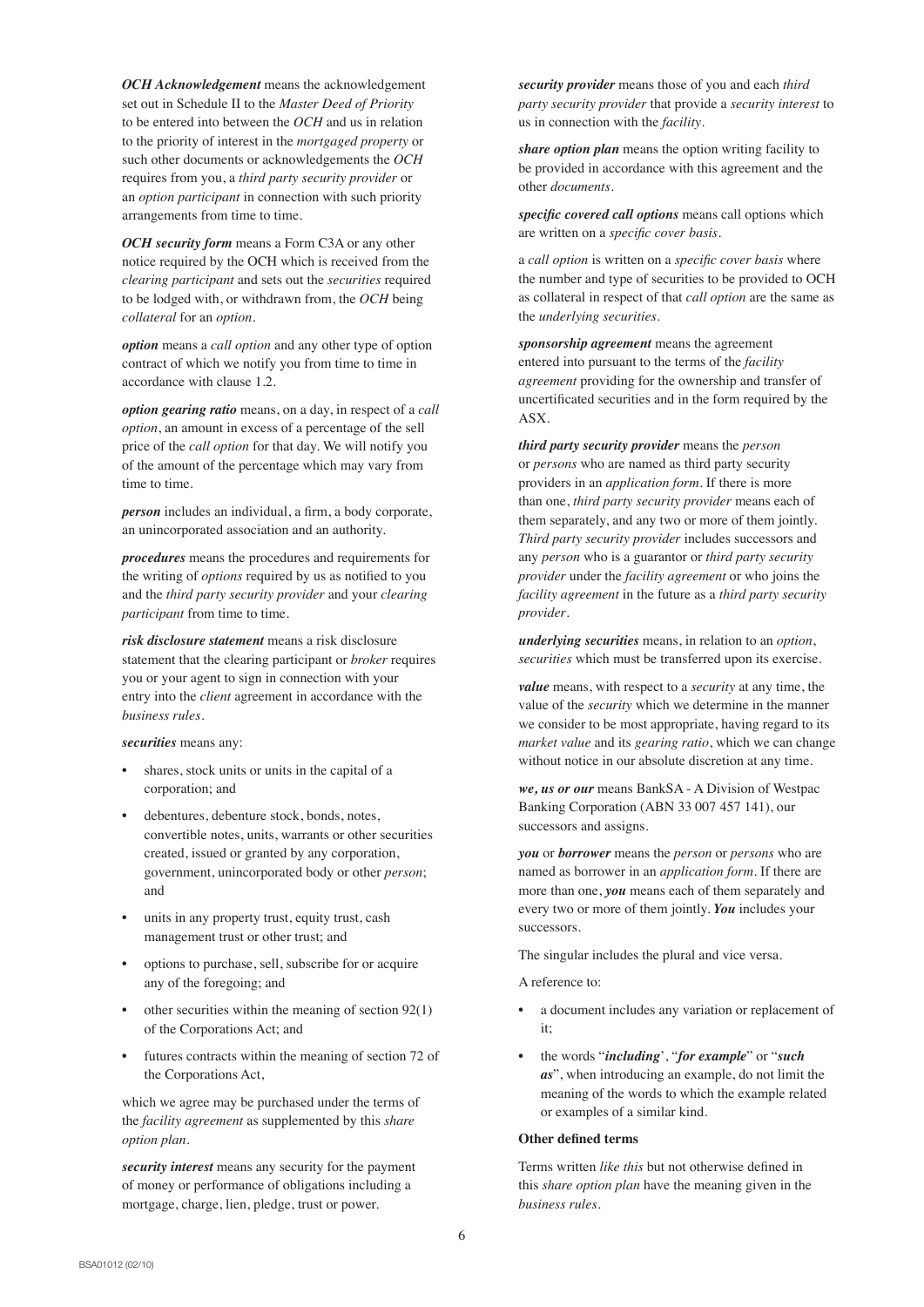***OCH Acknowledgement*** means the acknowledgement set out in Schedule II to the *Master Deed of Priority* to be entered into between the *OCH* and us in relation to the priority of interest in the *mortgaged property* or such other documents or acknowledgements the *OCH* requires from you, a *third party security provider* or an *option participant* in connection with such priority arrangements from time to time.

***OCH security form*** means a Form C3A or any other notice required by the OCH which is received from the *clearing participant* and sets out the *securities* required to be lodged with, or withdrawn from, the *OCH* being *collateral* for an *option*.

***option*** means a *call option* and any other type of option contract of which we notify you from time to time in accordance with clause 1.2.

***option gearing ratio*** means, on a day, in respect of a *call option*, an amount in excess of a percentage of the sell price of the *call option* for that day. We will notify you of the amount of the percentage which may vary from time to time.

***person*** includes an individual, a firm, a body corporate, an unincorporated association and an authority.

***procedures*** means the procedures and requirements for the writing of *options* required by us as notified to you and the *third party security provider* and your *clearing participant* from time to time.

***risk disclosure statement*** means a risk disclosure statement that the clearing participant or *broker* requires you or your agent to sign in connection with your entry into the *client* agreement in accordance with the *business rules*.

***securities*** means any:

- shares, stock units or units in the capital of a corporation; and
- debentures, debenture stock, bonds, notes, convertible notes, units, warrants or other securities created, issued or granted by any corporation, government, unincorporated body or other *person*; and
- units in any property trust, equity trust, cash management trust or other trust; and
- options to purchase, sell, subscribe for or acquire any of the foregoing; and
- other securities within the meaning of section 92(1) of the Corporations Act; and
- futures contracts within the meaning of section 72 of the Corporations Act,

which we agree may be purchased under the terms of the *facility agreement* as supplemented by this *share option plan*.

***security interest*** means any security for the payment of money or performance of obligations including a mortgage, charge, lien, pledge, trust or power.

***security provider*** means those of you and each *third party security provider* that provide a *security interest* to us in connection with the *facility*.

***share option plan*** means the option writing facility to be provided in accordance with this agreement and the other *documents*.

***specific covered call options*** means call options which are written on a *specific cover basis*.

a *call option* is written on a *specific cover basis* where the number and type of securities to be provided to OCH as collateral in respect of that *call option* are the same as the *underlying securities*.

***sponsorship agreement*** means the agreement entered into pursuant to the terms of the *facility agreement* providing for the ownership and transfer of uncertificated securities and in the form required by the ASX.

***third party security provider*** means the *person* or *persons* who are named as third party security providers in an *application form*. If there is more than one, *third party security provider* means each of them separately, and any two or more of them jointly. *Third party security provider* includes successors and any *person* who is a guarantor or *third party security provider* under the *facility agreement* or who joins the *facility agreement* in the future as a *third party security provider*.

***underlying securities*** means, in relation to an *option*, *securities* which must be transferred upon its exercise.

***value*** means, with respect to a *security* at any time, the value of the *security* which we determine in the manner we consider to be most appropriate, having regard to its *market value* and its *gearing ratio*, which we can change without notice in our absolute discretion at any time.

***we, us or our*** means BankSA - A Division of Westpac Banking Corporation (ABN 33 007 457 141), our successors and assigns.

***you*** or ***borrower*** means the *person* or *persons* who are named as borrower in an *application form*. If there are more than one, ***you*** means each of them separately and every two or more of them jointly. ***You*** includes your successors.

The singular includes the plural and vice versa.

A reference to:

- a document includes any variation or replacement of it;
- the words "***including***', "***for example***" or "***such as***", when introducing an example, do not limit the meaning of the words to which the example related or examples of a similar kind.

**Other defined terms**

Terms written *like this* but not otherwise defined in this *share option plan* have the meaning given in the *business rules*.

BSA01012 (02/10)